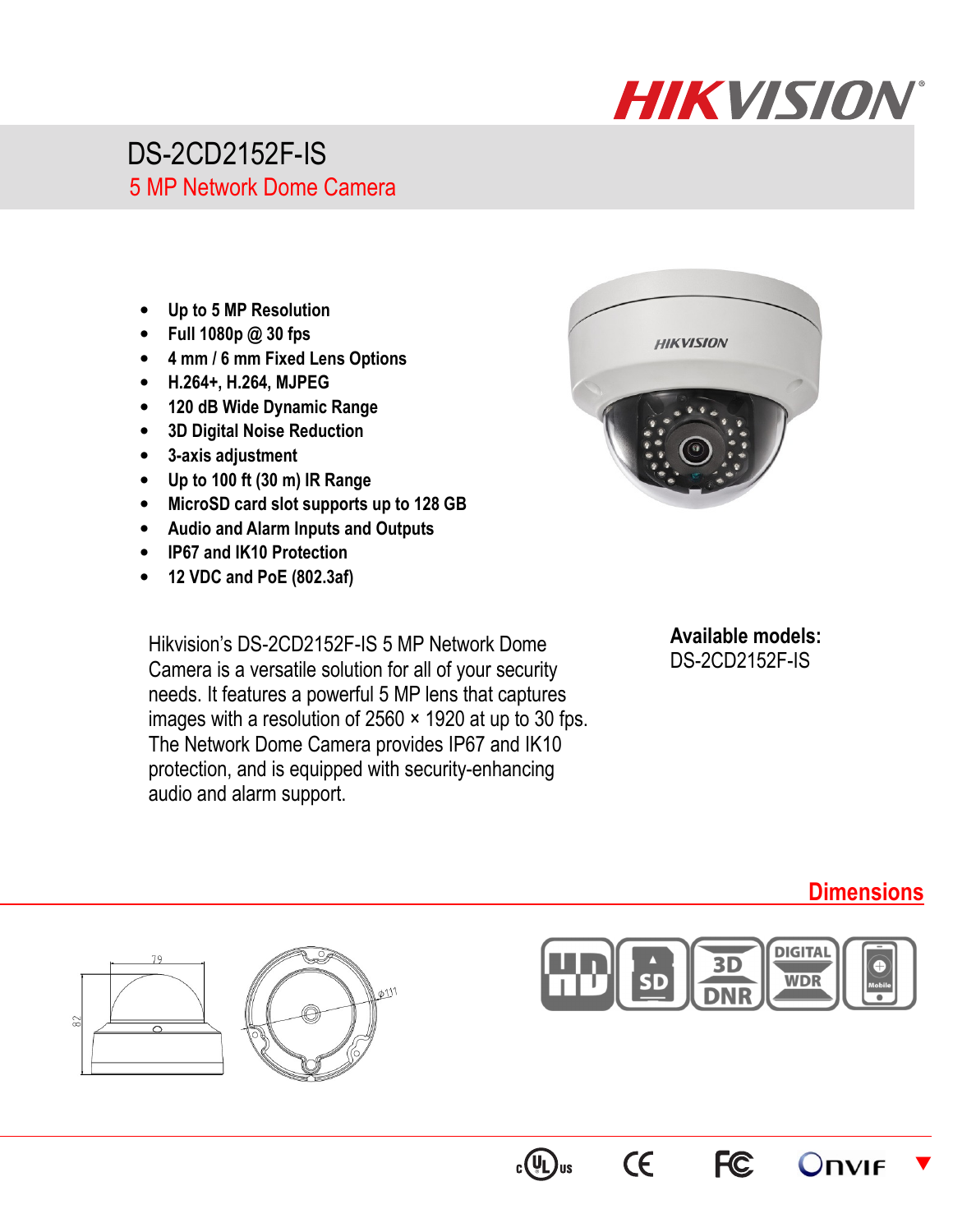# DS-2CD2152F-IS

## 5 MP Network Dome Camera

- **Up to 5 MP Resolution**
- **Full 1080p @ 30 fps**
- **4 mm / 6 mm Fixed Lens Options**
- **H.264+, H.264, MJPEG**
- **120 dB Wide Dynamic Range**
- **3D Digital Noise Reduction**
- **3-axis adjustment**
- **Up to 100 ft (30 m) IR Range**
- **MicroSD card slot supports up to 128 GB**
- **Audio and Alarm Inputs and Outputs**
- **IP67 and IK10 Protection**
- **12 VDC and PoE (802.3af)**

Hikvision's DS-2CD2152F-IS 5 MP Network Dome Camera is a versatile solution for all of your security needs. It features a powerful 5 MP lens that captures images with a resolution of 2560 × 1920 at up to 30 fps. The Network Dome Camera provides IP67 and IK10 protection, and is equipped with security-enhancing audio and alarm support.

**Available models:**
DS-2CD2152F-IS

## Dimensions

79

82

Ø111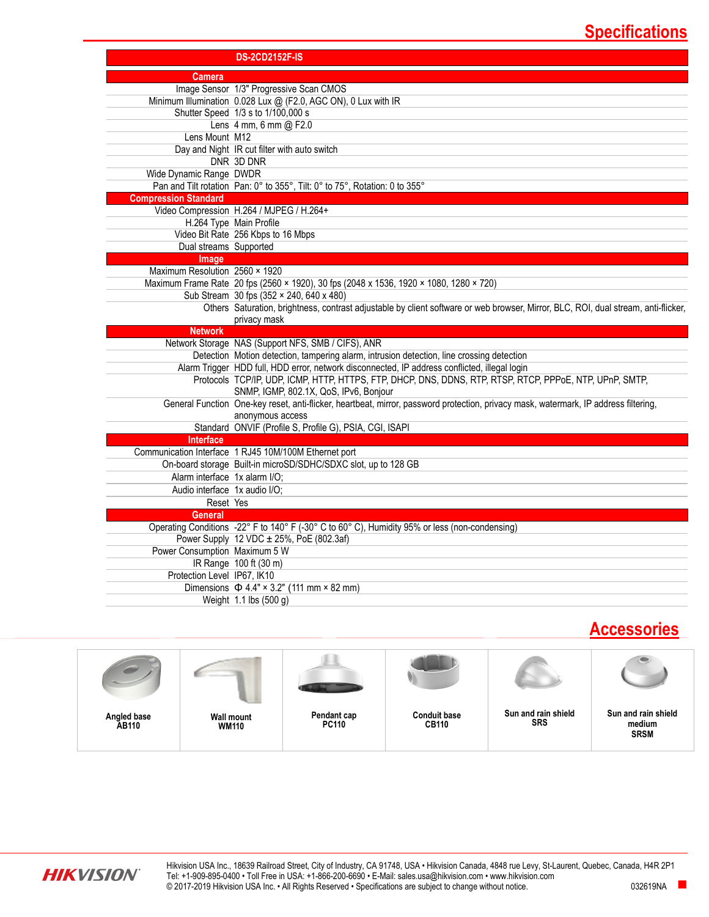## Specifications

| | DS-2CD2152F-IS |
|---|---|
| **Camera** | |
| Image Sensor | 1/3" Progressive Scan CMOS |
| Minimum Illumination | 0.028 Lux @ (F2.0, AGC ON), 0 Lux with IR |
| Shutter Speed | 1/3 s to 1/100,000 s |
| Lens | 4 mm, 6 mm @ F2.0 |
| Lens Mount | M12 |
| Day and Night | IR cut filter with auto switch |
| DNR | 3D DNR |
| Wide Dynamic Range | DWDR |
| Pan and Tilt rotation | Pan: 0° to 355°, Tilt: 0° to 75°, Rotation: 0 to 355° |
| **Compression Standard** | |
| Video Compression | H.264 / MJPEG / H.264+ |
| H.264 Type | Main Profile |
| Video Bit Rate | 256 Kbps to 16 Mbps |
| Dual streams | Supported |
| **Image** | |
| Maximum Resolution | 2560 × 1920 |
| Maximum Frame Rate | 20 fps (2560 × 1920), 30 fps (2048 x 1536, 1920 × 1080, 1280 × 720) |
| Sub Stream | 30 fps (352 × 240, 640 x 480) |
| Others | Saturation, brightness, contrast adjustable by client software or web browser, Mirror, BLC, ROI, dual stream, anti-flicker, privacy mask |
| **Network** | |
| Network Storage | NAS (Support NFS, SMB / CIFS), ANR |
| Detection | Motion detection, tampering alarm, intrusion detection, line crossing detection |
| Alarm Trigger | HDD full, HDD error, network disconnected, IP address conflicted, illegal login |
| Protocols | TCP/IP, UDP, ICMP, HTTP, HTTPS, FTP, DHCP, DNS, DDNS, RTP, RTSP, RTCP, PPPoE, NTP, UPnP, SMTP, SNMP, IGMP, 802.1X, QoS, IPv6, Bonjour |
| General Function | One-key reset, anti-flicker, heartbeat, mirror, password protection, privacy mask, watermark, IP address filtering, anonymous access |
| Standard | ONVIF (Profile S, Profile G), PSIA, CGI, ISAPI |
| **Interface** | |
| Communication Interface | 1 RJ45 10M/100M Ethernet port |
| On-board storage | Built-in microSD/SDHC/SDXC slot, up to 128 GB |
| Alarm interface | 1x alarm I/O; |
| Audio interface | 1x audio I/O; |
| Reset | Yes |
| **General** | |
| Operating Conditions | -22° F to 140° F (-30° C to 60° C), Humidity 95% or less (non-condensing) |
| Power Supply | 12 VDC ± 25%, PoE (802.3af) |
| Power Consumption | Maximum 5 W |
| IR Range | 100 ft (30 m) |
| Protection Level | IP67, IK10 |
| Dimensions | Φ 4.4" × 3.2" (111 mm × 82 mm) |
| Weight | 1.1 lbs (500 g) |

## Accessories

| | | | | | |
|---|---|---|---|---|---|
| **Angled base AB110** | **Wall mount WM110** | **Pendant cap PC110** | **Conduit base CB110** | **Sun and rain shield SRS** | **Sun and rain shield medium SRSM** |

HIKVISION

Hikvision USA Inc., 18639 Railroad Street, City of Industry, CA 91748, USA • Hikvision Canada, 4848 rue Levy, St-Laurent, Quebec, Canada, H4R 2P1
Tel: +1-909-895-0400 • Toll Free in USA: +1-866-200-6690 • E-Mail: sales.usa@hikvision.com • www.hikvision.com
© 2017-2019 Hikvision USA Inc. • All Rights Reserved • Specifications are subject to change without notice. 032619NA